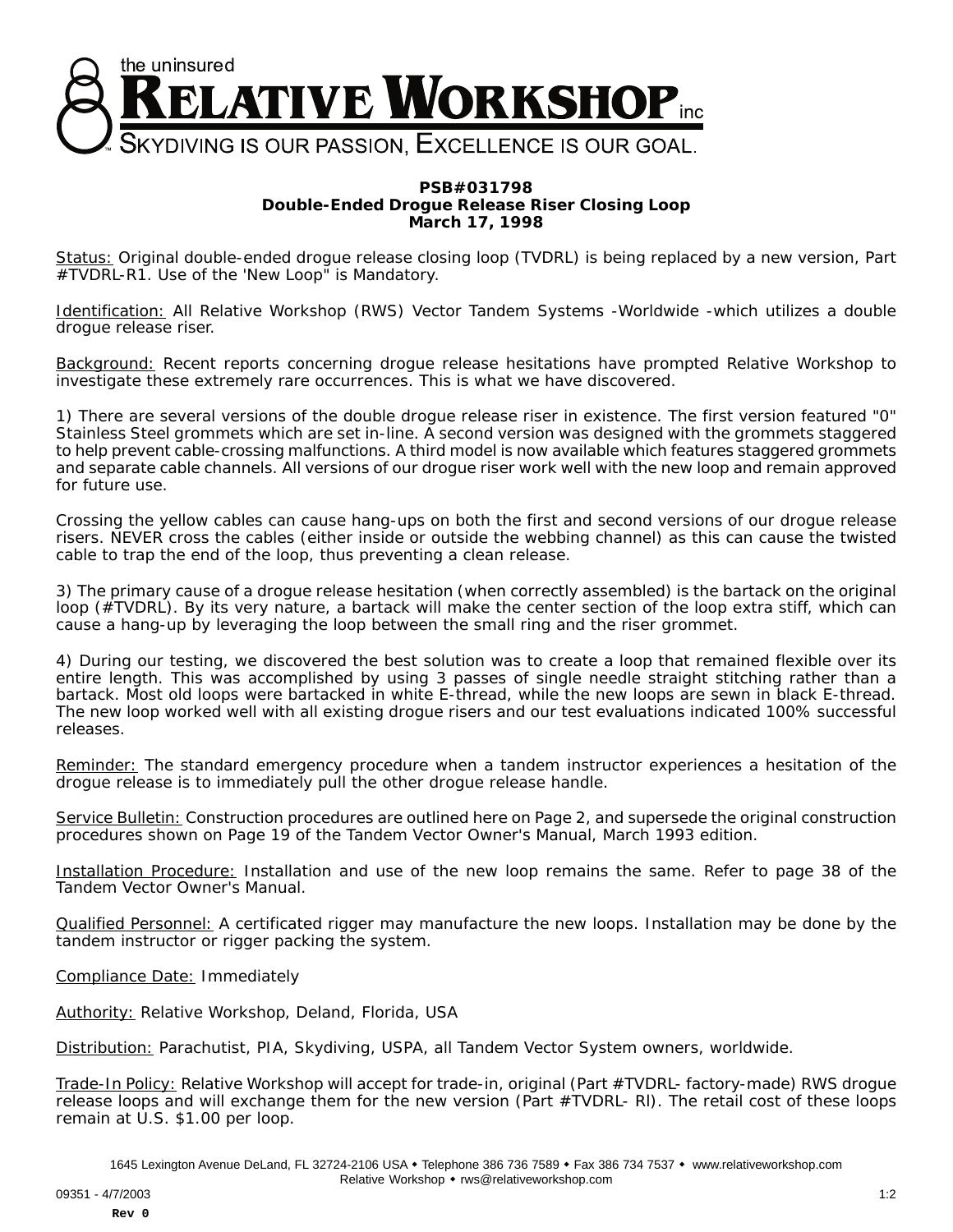the uninsured

# RELATIVE WORKSHOP inc

SKYDIVING IS OUR PASSION, EXCELLENCE IS OUR GOAL.

**PSB#031798**
**Double-Ended Drogue Release Riser Closing Loop**
**March 17, 1998**

Status: Original double-ended drogue release closing loop (TVDRL) is being replaced by a new version, Part #TVDRL-R1. Use of the 'New Loop" is Mandatory.

Identification: All Relative Workshop (RWS) Vector Tandem Systems -Worldwide -which utilizes a double drogue release riser.

Background: Recent reports concerning drogue release hesitations have prompted Relative Workshop to investigate these extremely rare occurrences. This is what we have discovered.

1) There are several versions of the double drogue release riser in existence. The first version featured "0" Stainless Steel grommets which are set in-line. A second version was designed with the grommets staggered to help prevent cable-crossing malfunctions. A third model is now available which features staggered grommets and separate cable channels. All versions of our drogue riser work well with the new loop and remain approved for future use.

Crossing the yellow cables can cause hang-ups on both the first and second versions of our drogue release risers. NEVER cross the cables (either inside or outside the webbing channel) as this can cause the twisted cable to trap the end of the loop, thus preventing a clean release.

3) The primary cause of a drogue release hesitation (when correctly assembled) is the bartack on the original loop (#TVDRL). By its very nature, a bartack will make the center section of the loop extra stiff, which can cause a hang-up by leveraging the loop between the small ring and the riser grommet.

4) During our testing, we discovered the best solution was to create a loop that remained flexible over its entire length. This was accomplished by using 3 passes of single needle straight stitching rather than a bartack. Most old loops were bartacked in white E-thread, while the new loops are sewn in black E-thread. The new loop worked well with all existing drogue risers and our test evaluations indicated 100% successful releases.

Reminder: The standard emergency procedure when a tandem instructor experiences a hesitation of the drogue release is to immediately pull the other drogue release handle.

Service Bulletin: Construction procedures are outlined here on Page 2, and supersede the original construction procedures shown on Page 19 of the Tandem Vector Owner's Manual, March 1993 edition.

Installation Procedure: Installation and use of the new loop remains the same. Refer to page 38 of the Tandem Vector Owner's Manual.

Qualified Personnel: A certificated rigger may manufacture the new loops. Installation may be done by the tandem instructor or rigger packing the system.

Compliance Date: Immediately

Authority: Relative Workshop, Deland, Florida, USA

Distribution: Parachutist, PIA, Skydiving, USPA, all Tandem Vector System owners, worldwide.

Trade-In Policy: Relative Workshop will accept for trade-in, original (Part #TVDRL- factory-made) RWS drogue release loops and will exchange them for the new version (Part #TVDRL- Rl). The retail cost of these loops remain at U.S. $1.00 per loop.

1645 Lexington Avenue DeLand, FL 32724-2106 USA • Telephone 386 736 7589 • Fax 386 734 7537 • www.relativeworkshop.com
Relative Workshop • rws@relativeworkshop.com

09351 - 4/7/2003

Rev 0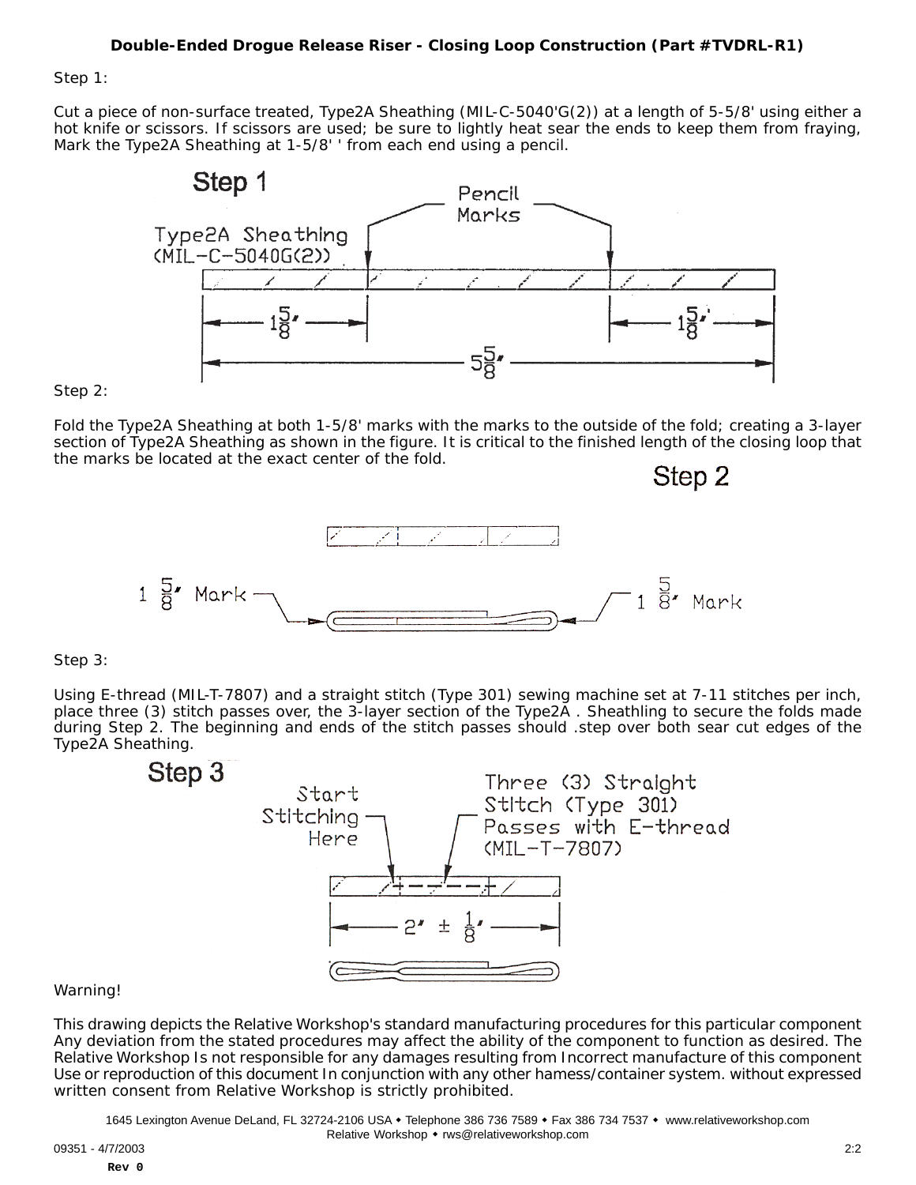**Double-Ended Drogue Release Riser - Closing Loop Construction (Part #TVDRL-R1)**

Step 1:

Cut a piece of non-surface treated, Type2A Sheathing (MIL-C-5040'G(2)) at a length of 5-5/8' using either a hot knife or scissors. If scissors are used; be sure to lightly heat sear the ends to keep them from fraying, Mark the Type2A Sheathing at 1-5/8' ' from each end using a pencil.

Step 1

Pencil Marks

Type2A Sheathing (MIL-C-5040G(2))

1 5/8'

1 5/8'

5 5/8'

Step 2:

Fold the Type2A Sheathing at both 1-5/8' marks with the marks to the outside of the fold; creating a 3-layer section of Type2A Sheathing as shown in the figure. It is critical to the finished length of the closing loop that the marks be located at the exact center of the fold.

Step 2

1 5/8' Mark

1 5/8' Mark

Step 3:

Using E-thread (MIL-T-7807) and a straight stitch (Type 301) sewing machine set at 7-11 stitches per inch, place three (3) stitch passes over, the 3-layer section of the Type2A . Sheathling to secure the folds made during Step 2. The beginning and ends of the stitch passes should .step over both sear cut edges of the Type2A Sheathing.

Step 3

Start Stitching Here

Three (3) Straight Stitch (Type 301) Passes with E-thread (MIL-T-7807)

2' ± 1/8'

Warning!

This drawing depicts the Relative Workshop's standard manufacturing procedures for this particular component Any deviation from the stated procedures may affect the ability of the component to function as desired. The Relative Workshop Is not responsible for any damages resulting from Incorrect manufacture of this component Use or reproduction of this document In conjunction with any other hamess/container system. without expressed written consent from Relative Workshop is strictly prohibited.

1645 Lexington Avenue DeLand, FL 32724-2106 USA • Telephone 386 736 7589 • Fax 386 734 7537 • www.relativeworkshop.com
Relative Workshop • rws@relativeworkshop.com

09351 - 4/7/2003

Rev 0